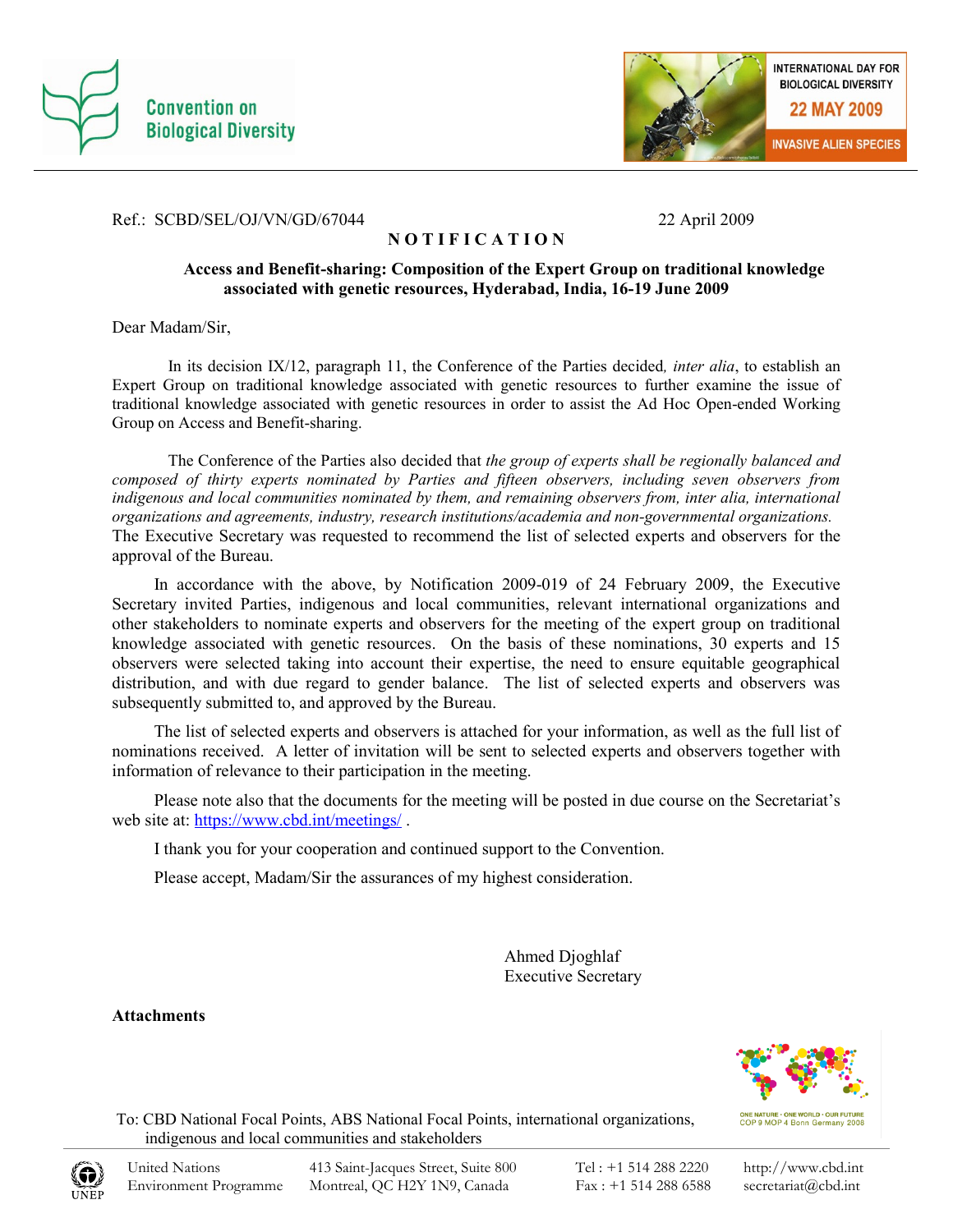Convention on Biological Diversity

INTERNATIONAL DAY FOR BIOLOGICAL DIVERSITY
22 MAY 2009
INVASIVE ALIEN SPECIES

Ref.: SCBD/SEL/OJ/VN/GD/67044 22 April 2009

**NOTIFICATION**

**Access and Benefit-sharing: Composition of the Expert Group on traditional knowledge associated with genetic resources, Hyderabad, India, 16-19 June 2009**

Dear Madam/Sir,

In its decision IX/12, paragraph 11, the Conference of the Parties decided, *inter alia*, to establish an Expert Group on traditional knowledge associated with genetic resources to further examine the issue of traditional knowledge associated with genetic resources in order to assist the Ad Hoc Open-ended Working Group on Access and Benefit-sharing.

The Conference of the Parties also decided that *the group of experts shall be regionally balanced and composed of thirty experts nominated by Parties and fifteen observers, including seven observers from indigenous and local communities nominated by them, and remaining observers from, inter alia, international organizations and agreements, industry, research institutions/academia and non-governmental organizations.* The Executive Secretary was requested to recommend the list of selected experts and observers for the approval of the Bureau.

In accordance with the above, by Notification 2009-019 of 24 February 2009, the Executive Secretary invited Parties, indigenous and local communities, relevant international organizations and other stakeholders to nominate experts and observers for the meeting of the expert group on traditional knowledge associated with genetic resources. On the basis of these nominations, 30 experts and 15 observers were selected taking into account their expertise, the need to ensure equitable geographical distribution, and with due regard to gender balance. The list of selected experts and observers was subsequently submitted to, and approved by the Bureau.

The list of selected experts and observers is attached for your information, as well as the full list of nominations received. A letter of invitation will be sent to selected experts and observers together with information of relevance to their participation in the meeting.

Please note also that the documents for the meeting will be posted in due course on the Secretariat's web site at: https://www.cbd.int/meetings/ .

I thank you for your cooperation and continued support to the Convention.

Please accept, Madam/Sir the assurances of my highest consideration.

Ahmed Djoghlaf
Executive Secretary

**Attachments**

To: CBD National Focal Points, ABS National Focal Points, international organizations, indigenous and local communities and stakeholders

ONE NATURE · ONE WORLD · OUR FUTURE
COP 9 MOP 4 Bonn Germany 2008

United Nations Environment Programme | 413 Saint-Jacques Street, Suite 800 Montreal, QC H2Y 1N9, Canada | Tel : +1 514 288 2220 Fax : +1 514 288 6588 | http://www.cbd.int secretariat@cbd.int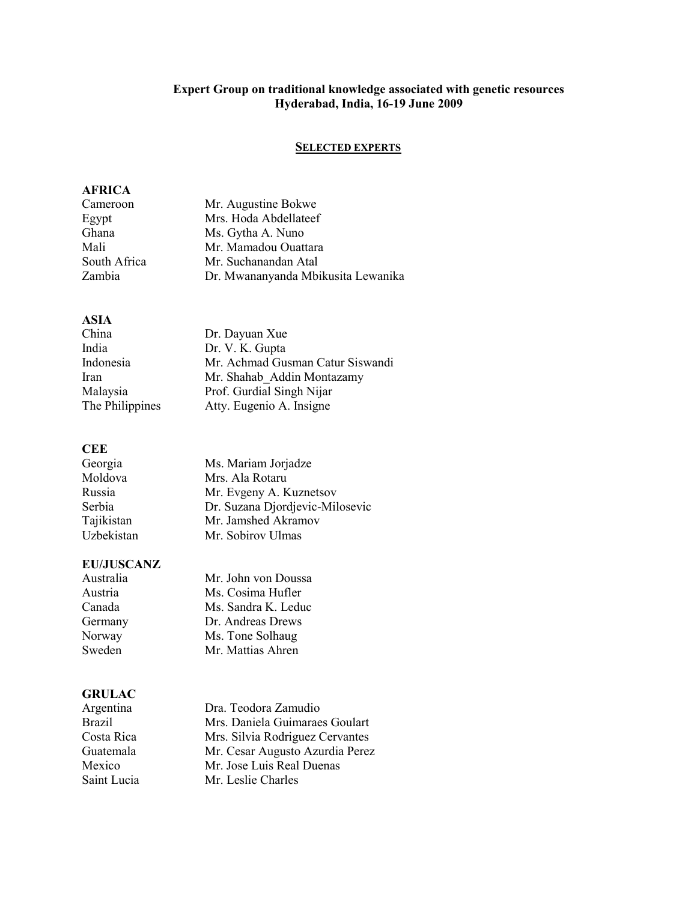**Expert Group on traditional knowledge associated with genetic resources**
**Hyderabad, India, 16-19 June 2009**

**SELECTED EXPERTS**

**AFRICA**

| | |
|---|---|
| Cameroon | Mr. Augustine Bokwe |
| Egypt | Mrs. Hoda Abdellateef |
| Ghana | Ms. Gytha A. Nuno |
| Mali | Mr. Mamadou Ouattara |
| South Africa | Mr. Suchanandan Atal |
| Zambia | Dr. Mwananyanda Mbikusita Lewanika |

**ASIA**

| | |
|---|---|
| China | Dr. Dayuan Xue |
| India | Dr. V. K. Gupta |
| Indonesia | Mr. Achmad Gusman Catur Siswandi |
| Iran | Mr. Shahab_Addin Montazamy |
| Malaysia | Prof. Gurdial Singh Nijar |
| The Philippines | Atty. Eugenio A. Insigne |

**CEE**

| | |
|---|---|
| Georgia | Ms. Mariam Jorjadze |
| Moldova | Mrs. Ala Rotaru |
| Russia | Mr. Evgeny A. Kuznetsov |
| Serbia | Dr. Suzana Djordjevic-Milosevic |
| Tajikistan | Mr. Jamshed Akramov |
| Uzbekistan | Mr. Sobirov Ulmas |

**EU/JUSCANZ**

| | |
|---|---|
| Australia | Mr. John von Doussa |
| Austria | Ms. Cosima Hufler |
| Canada | Ms. Sandra K. Leduc |
| Germany | Dr. Andreas Drews |
| Norway | Ms. Tone Solhaug |
| Sweden | Mr. Mattias Ahren |

**GRULAC**

| | |
|---|---|
| Argentina | Dra. Teodora Zamudio |
| Brazil | Mrs. Daniela Guimaraes Goulart |
| Costa Rica | Mrs. Silvia Rodriguez Cervantes |
| Guatemala | Mr. Cesar Augusto Azurdia Perez |
| Mexico | Mr. Jose Luis Real Duenas |
| Saint Lucia | Mr. Leslie Charles |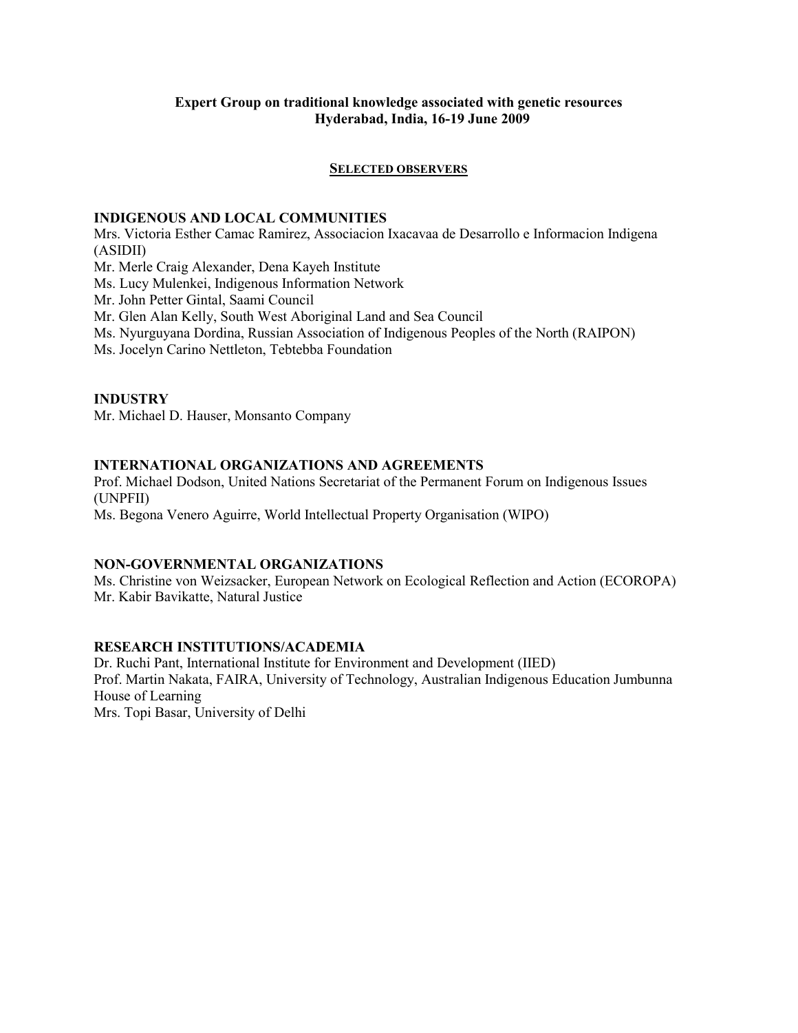**Expert Group on traditional knowledge associated with genetic resources**
**Hyderabad, India, 16-19 June 2009**

**SELECTED OBSERVERS**

**INDIGENOUS AND LOCAL COMMUNITIES**

Mrs. Victoria Esther Camac Ramirez, Associacion Ixacavaa de Desarrollo e Informacion Indigena (ASIDII)
Mr. Merle Craig Alexander, Dena Kayeh Institute
Ms. Lucy Mulenkei, Indigenous Information Network
Mr. John Petter Gintal, Saami Council
Mr. Glen Alan Kelly, South West Aboriginal Land and Sea Council
Ms. Nyurguyana Dordina, Russian Association of Indigenous Peoples of the North (RAIPON)
Ms. Jocelyn Carino Nettleton, Tebtebba Foundation

**INDUSTRY**

Mr. Michael D. Hauser, Monsanto Company

**INTERNATIONAL ORGANIZATIONS AND AGREEMENTS**

Prof. Michael Dodson, United Nations Secretariat of the Permanent Forum on Indigenous Issues (UNPFII)
Ms. Begona Venero Aguirre, World Intellectual Property Organisation (WIPO)

**NON-GOVERNMENTAL ORGANIZATIONS**

Ms. Christine von Weizsacker, European Network on Ecological Reflection and Action (ECOROPA)
Mr. Kabir Bavikatte, Natural Justice

**RESEARCH INSTITUTIONS/ACADEMIA**

Dr. Ruchi Pant, International Institute for Environment and Development (IIED)
Prof. Martin Nakata, FAIRA, University of Technology, Australian Indigenous Education Jumbunna House of Learning
Mrs. Topi Basar, University of Delhi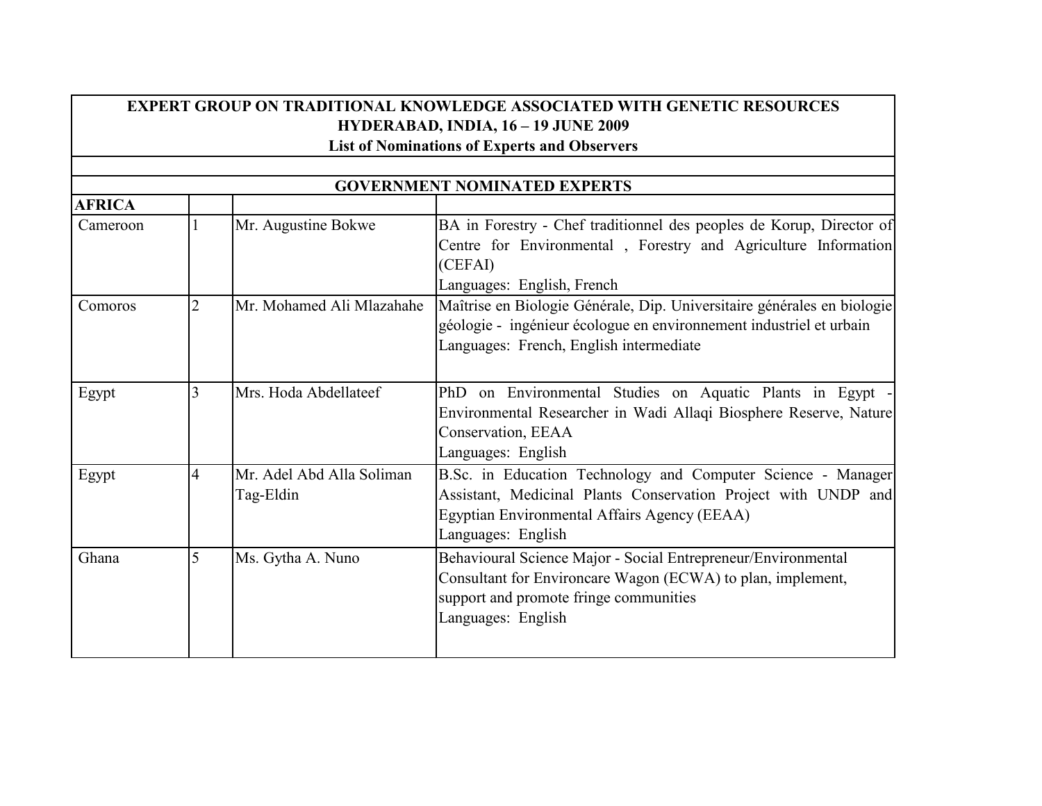**EXPERT GROUP ON TRADITIONAL KNOWLEDGE ASSOCIATED WITH GENETIC RESOURCES**
**HYDERABAD, INDIA, 16 – 19 JUNE 2009**
**List of Nominations of Experts and Observers**

**GOVERNMENT NOMINATED EXPERTS**

| **AFRICA** | | | |
|---|---|---|---|
| Cameroon | 1 | Mr. Augustine Bokwe | BA in Forestry - Chef traditionnel des peoples de Korup, Director of Centre for Environmental , Forestry and Agriculture Information (CEFAI)<br>Languages: English, French |
| Comoros | 2 | Mr. Mohamed Ali Mlazahahe | Maîtrise en Biologie Générale, Dip. Universitaire générales en biologie géologie - ingénieur écologue en environnement industriel et urbain<br>Languages: French, English intermediate |
| Egypt | 3 | Mrs. Hoda Abdellateef | PhD on Environmental Studies on Aquatic Plants in Egypt - Environmental Researcher in Wadi Allaqi Biosphere Reserve, Nature Conservation, EEAA<br>Languages: English |
| Egypt | 4 | Mr. Adel Abd Alla Soliman Tag-Eldin | B.Sc. in Education Technology and Computer Science - Manager Assistant, Medicinal Plants Conservation Project with UNDP and Egyptian Environmental Affairs Agency (EEAA)<br>Languages: English |
| Ghana | 5 | Ms. Gytha A. Nuno | Behavioural Science Major - Social Entrepreneur/Environmental Consultant for Environcare Wagon (ECWA) to plan, implement, support and promote fringe communities<br>Languages: English |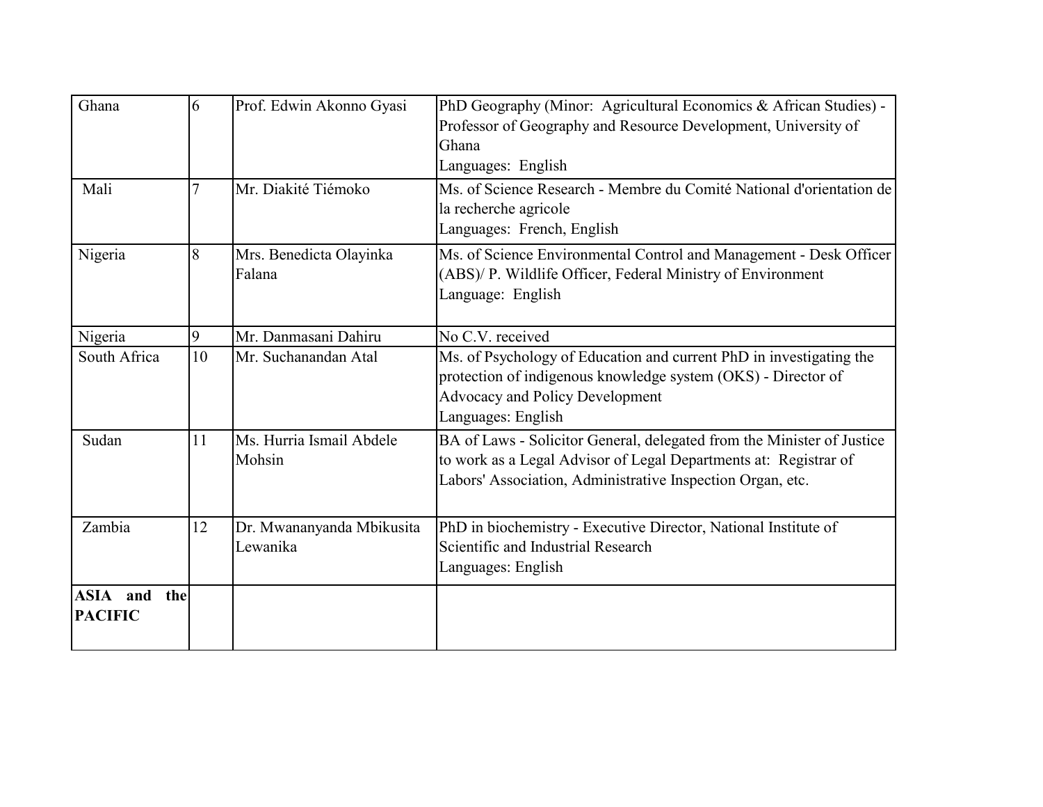| Ghana | 6 | Prof. Edwin Akonno Gyasi | PhD Geography (Minor: Agricultural Economics & African Studies) - Professor of Geography and Resource Development, University of Ghana<br>Languages: English |
|---|---|---|---|
| Mali | 7 | Mr. Diakité Tiémoko | Ms. of Science Research - Membre du Comité National d'orientation de la recherche agricole<br>Languages: French, English |
| Nigeria | 8 | Mrs. Benedicta Olayinka Falana | Ms. of Science Environmental Control and Management - Desk Officer (ABS)/ P. Wildlife Officer, Federal Ministry of Environment<br>Language: English |
| Nigeria | 9 | Mr. Danmasani Dahiru | No C.V. received |
| South Africa | 10 | Mr. Suchanandan Atal | Ms. of Psychology of Education and current PhD in investigating the protection of indigenous knowledge system (OKS) - Director of Advocacy and Policy Development<br>Languages: English |
| Sudan | 11 | Ms. Hurria Ismail Abdele Mohsin | BA of Laws - Solicitor General, delegated from the Minister of Justice to work as a Legal Advisor of Legal Departments at: Registrar of Labors' Association, Administrative Inspection Organ, etc. |
| Zambia | 12 | Dr. Mwananyanda Mbikusita Lewanika | PhD in biochemistry - Executive Director, National Institute of Scientific and Industrial Research<br>Languages: English |
| **ASIA and the PACIFIC** | | | |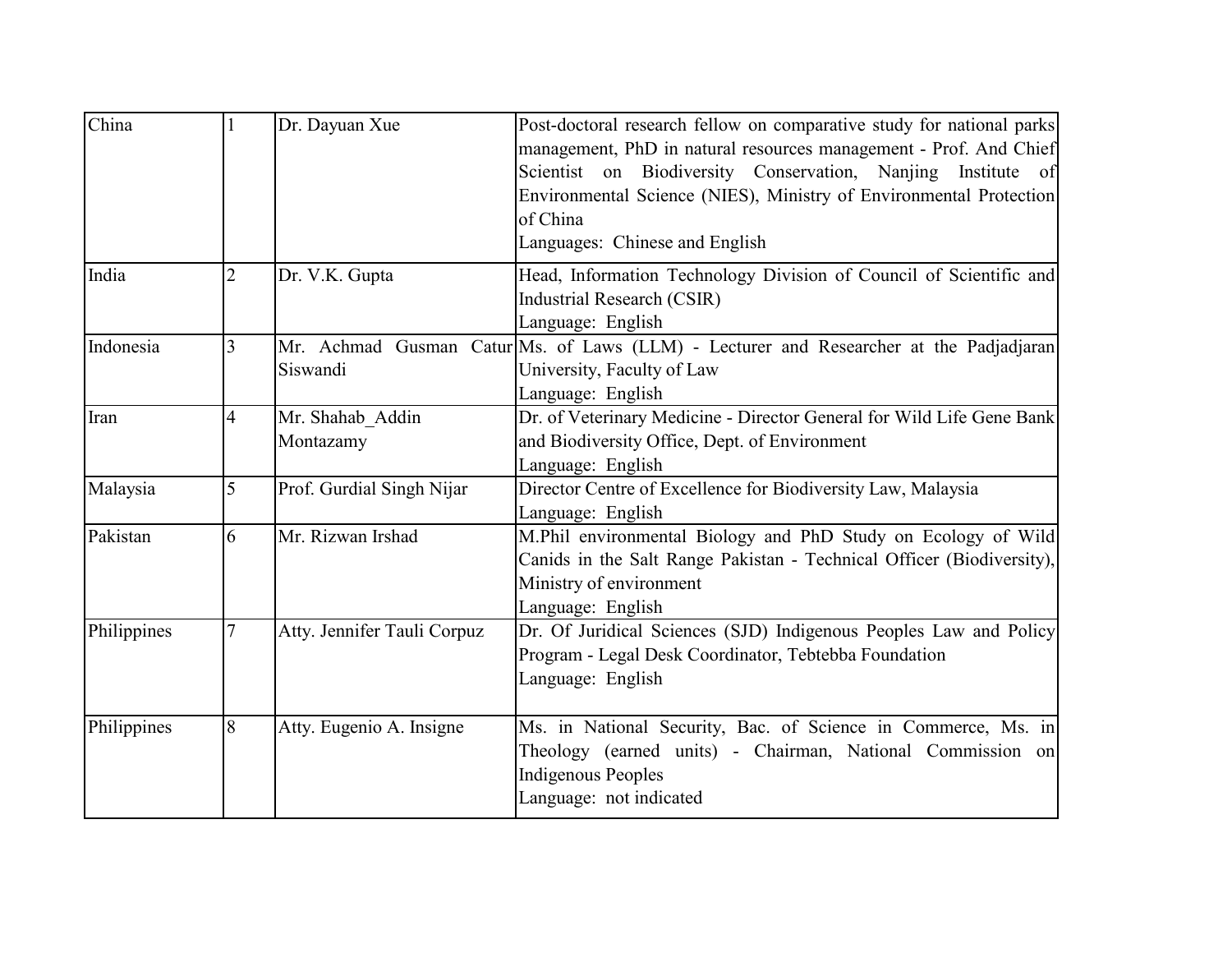| China | 1 | Dr. Dayuan Xue | Post-doctoral research fellow on comparative study for national parks management, PhD in natural resources management - Prof. And Chief Scientist on Biodiversity Conservation, Nanjing Institute of Environmental Science (NIES), Ministry of Environmental Protection of China<br>Languages: Chinese and English |
|---|---|---|---|
| India | 2 | Dr. V.K. Gupta | Head, Information Technology Division of Council of Scientific and Industrial Research (CSIR)<br>Language: English |
| Indonesia | 3 | Mr. Achmad Gusman Catur Siswandi | Ms. of Laws (LLM) - Lecturer and Researcher at the Padjadjaran University, Faculty of Law<br>Language: English |
| Iran | 4 | Mr. Shahab_Addin Montazamy | Dr. of Veterinary Medicine - Director General for Wild Life Gene Bank and Biodiversity Office, Dept. of Environment<br>Language: English |
| Malaysia | 5 | Prof. Gurdial Singh Nijar | Director Centre of Excellence for Biodiversity Law, Malaysia<br>Language: English |
| Pakistan | 6 | Mr. Rizwan Irshad | M.Phil environmental Biology and PhD Study on Ecology of Wild Canids in the Salt Range Pakistan - Technical Officer (Biodiversity), Ministry of environment<br>Language: English |
| Philippines | 7 | Atty. Jennifer Tauli Corpuz | Dr. Of Juridical Sciences (SJD) Indigenous Peoples Law and Policy Program - Legal Desk Coordinator, Tebtebba Foundation<br>Language: English |
| Philippines | 8 | Atty. Eugenio A. Insigne | Ms. in National Security, Bac. of Science in Commerce, Ms. in Theology (earned units) - Chairman, National Commission on Indigenous Peoples<br>Language: not indicated |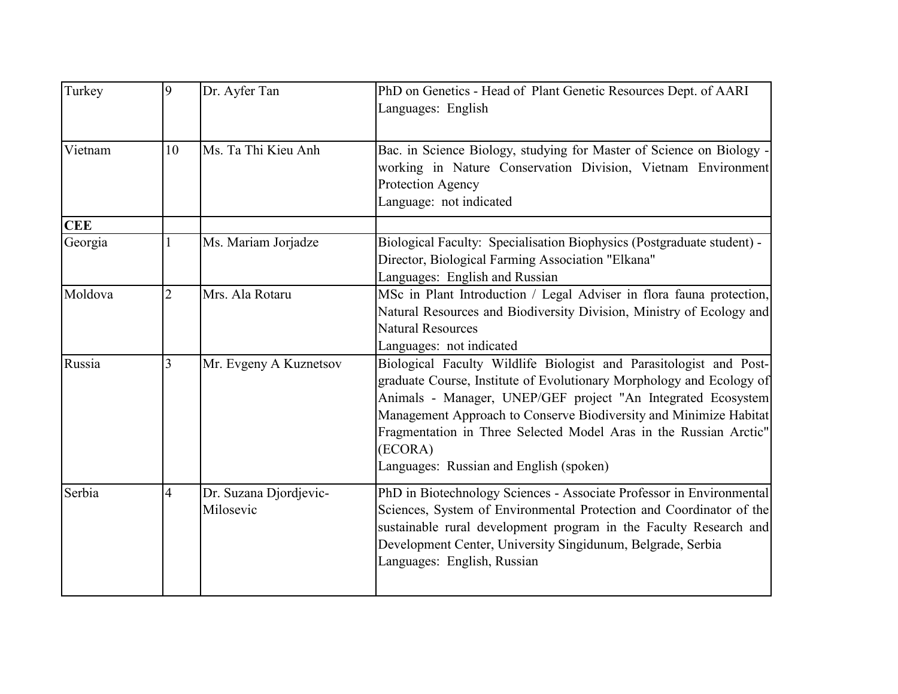| Turkey | 9 | Dr. Ayfer Tan | PhD on Genetics - Head of Plant Genetic Resources Dept. of AARI<br>Languages: English |
|---|---|---|---|
| Vietnam | 10 | Ms. Ta Thi Kieu Anh | Bac. in Science Biology, studying for Master of Science on Biology - working in Nature Conservation Division, Vietnam Environment Protection Agency<br>Language: not indicated |
| **CEE** | | | |
| Georgia | 1 | Ms. Mariam Jorjadze | Biological Faculty: Specialisation Biophysics (Postgraduate student) - Director, Biological Farming Association "Elkana"<br>Languages: English and Russian |
| Moldova | 2 | Mrs. Ala Rotaru | MSc in Plant Introduction / Legal Adviser in flora fauna protection, Natural Resources and Biodiversity Division, Ministry of Ecology and Natural Resources<br>Languages: not indicated |
| Russia | 3 | Mr. Evgeny A Kuznetsov | Biological Faculty Wildlife Biologist and Parasitologist and Post-graduate Course, Institute of Evolutionary Morphology and Ecology of Animals - Manager, UNEP/GEF project "An Integrated Ecosystem Management Approach to Conserve Biodiversity and Minimize Habitat Fragmentation in Three Selected Model Aras in the Russian Arctic" (ECORA)<br>Languages: Russian and English (spoken) |
| Serbia | 4 | Dr. Suzana Djordjevic-Milosevic | PhD in Biotechnology Sciences - Associate Professor in Environmental Sciences, System of Environmental Protection and Coordinator of the sustainable rural development program in the Faculty Research and Development Center, University Singidunum, Belgrade, Serbia<br>Languages: English, Russian |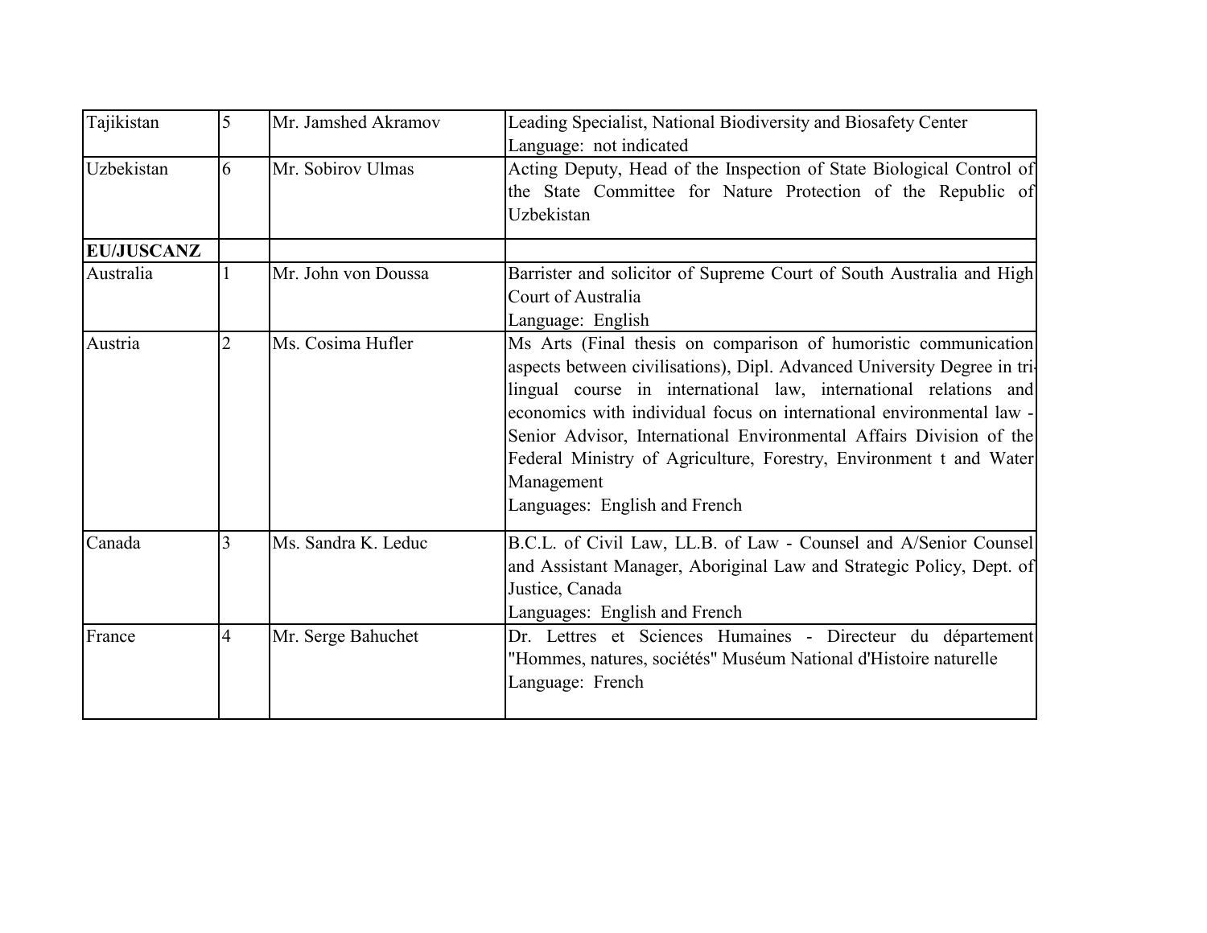| Tajikistan | 5 | Mr. Jamshed Akramov | Leading Specialist, National Biodiversity and Biosafety Center<br>Language:  not indicated |
|---|---|---|---|
| Uzbekistan | 6 | Mr. Sobirov Ulmas | Acting Deputy, Head of the Inspection of State Biological Control of the State Committee for Nature Protection of the Republic of Uzbekistan |
| **EU/JUSCANZ** | | | |
| Australia | 1 | Mr. John von Doussa | Barrister and solicitor of Supreme Court of South Australia and High Court of Australia<br>Language:  English |
| Austria | 2 | Ms. Cosima Hufler | Ms Arts (Final thesis on comparison of humoristic communication aspects between civilisations), Dipl. Advanced University Degree in tri-lingual course in international law, international relations and economics with individual focus on international environmental law - Senior Advisor, International Environmental Affairs Division of the Federal Ministry of Agriculture, Forestry, Environment t and Water Management<br>Languages:  English and French |
| Canada | 3 | Ms. Sandra K. Leduc | B.C.L. of Civil Law, LL.B. of Law - Counsel and A/Senior Counsel and Assistant Manager, Aboriginal Law and Strategic Policy, Dept. of Justice, Canada<br>Languages:  English and French |
| France | 4 | Mr. Serge Bahuchet | Dr. Lettres et Sciences Humaines - Directeur du département "Hommes, natures, sociétés" Muséum National d'Histoire naturelle<br>Language:  French |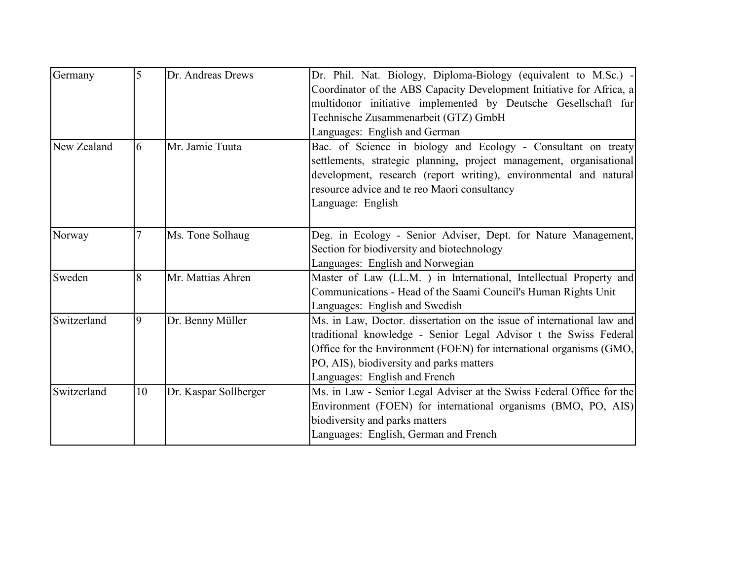| Germany | 5 | Dr. Andreas Drews | Dr. Phil. Nat. Biology, Diploma-Biology (equivalent to M.Sc.) - Coordinator of the ABS Capacity Development Initiative for Africa, a multidonor initiative implemented by Deutsche Gesellschaft fur Technische Zusammenarbeit (GTZ) GmbH<br>Languages: English and German |
|---|---|---|---|
| New Zealand | 6 | Mr. Jamie Tuuta | Bac. of Science in biology and Ecology - Consultant on treaty settlements, strategic planning, project management, organisational development, research (report writing), environmental and natural resource advice and te reo Maori consultancy<br>Language: English |
| Norway | 7 | Ms. Tone Solhaug | Deg. in Ecology - Senior Adviser, Dept. for Nature Management, Section for biodiversity and biotechnology<br>Languages: English and Norwegian |
| Sweden | 8 | Mr. Mattias Ahren | Master of Law (LL.M. ) in International, Intellectual Property and Communications - Head of the Saami Council's Human Rights Unit<br>Languages: English and Swedish |
| Switzerland | 9 | Dr. Benny Müller | Ms. in Law, Doctor. dissertation on the issue of international law and traditional knowledge - Senior Legal Advisor t the Swiss Federal Office for the Environment (FOEN) for international organisms (GMO, PO, AIS), biodiversity and parks matters<br>Languages: English and French |
| Switzerland | 10 | Dr. Kaspar Sollberger | Ms. in Law - Senior Legal Adviser at the Swiss Federal Office for the Environment (FOEN) for international organisms (BMO, PO, AIS) biodiversity and parks matters<br>Languages: English, German and French |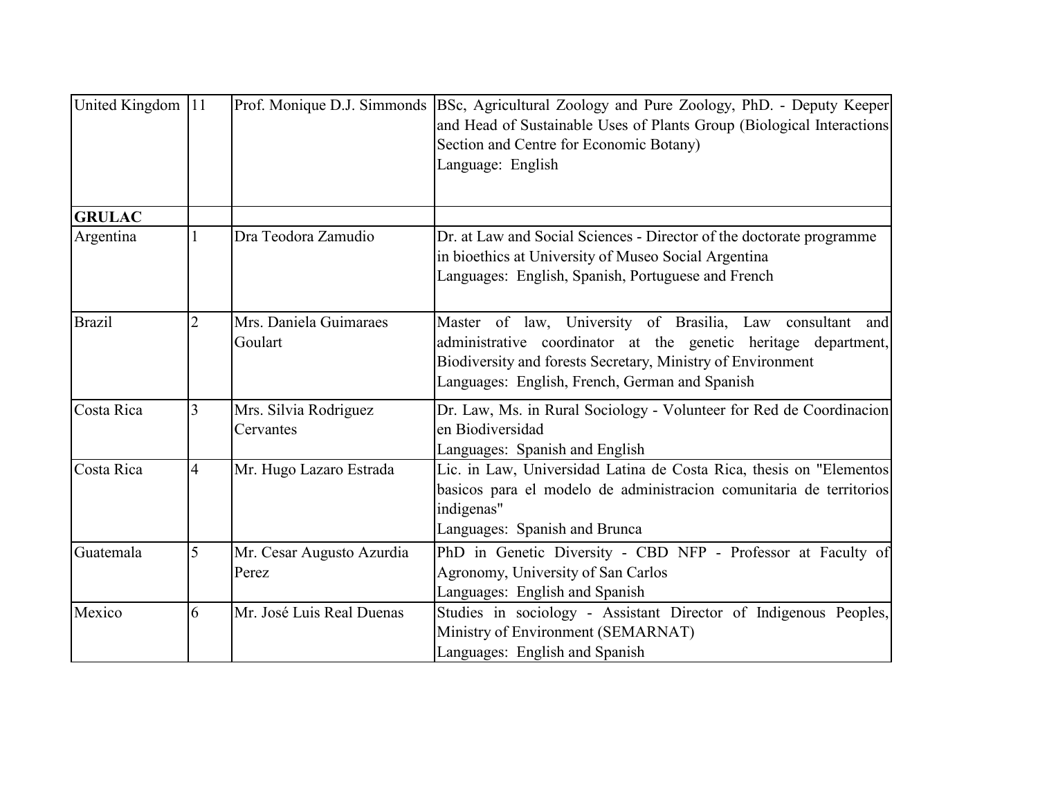| United Kingdom | 11 | Prof. Monique D.J. Simmonds | BSc, Agricultural Zoology and Pure Zoology, PhD. - Deputy Keeper and Head of Sustainable Uses of Plants Group (Biological Interactions Section and Centre for Economic Botany)<br>Language: English |
|---|---|---|---|
| **GRULAC** | | | |
| Argentina | 1 | Dra Teodora Zamudio | Dr. at Law and Social Sciences - Director of the doctorate programme in bioethics at University of Museo Social Argentina<br>Languages: English, Spanish, Portuguese and French |
| Brazil | 2 | Mrs. Daniela Guimaraes Goulart | Master of law, University of Brasilia, Law consultant and administrative coordinator at the genetic heritage department, Biodiversity and forests Secretary, Ministry of Environment<br>Languages: English, French, German and Spanish |
| Costa Rica | 3 | Mrs. Silvia Rodriguez Cervantes | Dr. Law, Ms. in Rural Sociology - Volunteer for Red de Coordinacion en Biodiversidad<br>Languages: Spanish and English |
| Costa Rica | 4 | Mr. Hugo Lazaro Estrada | Lic. in Law, Universidad Latina de Costa Rica, thesis on "Elementos basicos para el modelo de administracion comunitaria de territorios indigenas"<br>Languages: Spanish and Brunca |
| Guatemala | 5 | Mr. Cesar Augusto Azurdia Perez | PhD in Genetic Diversity - CBD NFP - Professor at Faculty of Agronomy, University of San Carlos<br>Languages: English and Spanish |
| Mexico | 6 | Mr. José Luis Real Duenas | Studies in sociology - Assistant Director of Indigenous Peoples, Ministry of Environment (SEMARNAT)<br>Languages: English and Spanish |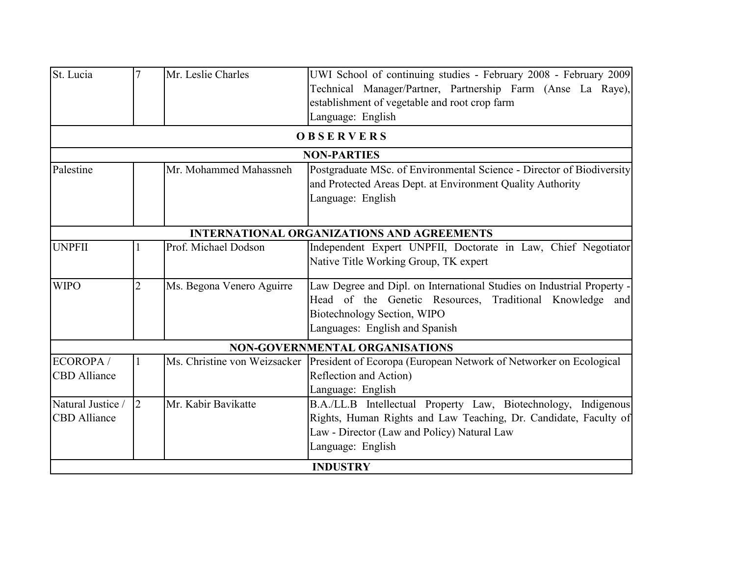| | | | |
|---|---|---|---|
| St. Lucia | 7 | Mr. Leslie Charles | UWI School of continuing studies - February 2008 - February 2009 Technical Manager/Partner, Partnership Farm (Anse La Raye), establishment of vegetable and root crop farm<br>Language: English |
| **O B S E R V E R S** | | | |
| **NON-PARTIES** | | | |
| Palestine | | Mr. Mohammed Mahassneh | Postgraduate MSc. of Environmental Science - Director of Biodiversity and Protected Areas Dept. at Environment Quality Authority<br>Language: English |
| **INTERNATIONAL ORGANIZATIONS AND AGREEMENTS** | | | |
| UNPFII | 1 | Prof. Michael Dodson | Independent Expert UNPFII, Doctorate in Law, Chief Negotiator Native Title Working Group, TK expert |
| WIPO | 2 | Ms. Begona Venero Aguirre | Law Degree and Dipl. on International Studies on Industrial Property - Head of the Genetic Resources, Traditional Knowledge and Biotechnology Section, WIPO<br>Languages: English and Spanish |
| **NON-GOVERNMENTAL ORGANISATIONS** | | | |
| ECOROPA / CBD Alliance | 1 | Ms. Christine von Weizsacker | President of Ecoropa (European Network of Networker on Ecological Reflection and Action)<br>Language: English |
| Natural Justice / CBD Alliance | 2 | Mr. Kabir Bavikatte | B.A./LL.B Intellectual Property Law, Biotechnology, Indigenous Rights, Human Rights and Law Teaching, Dr. Candidate, Faculty of Law - Director (Law and Policy) Natural Law<br>Language: English |
| **INDUSTRY** | | | |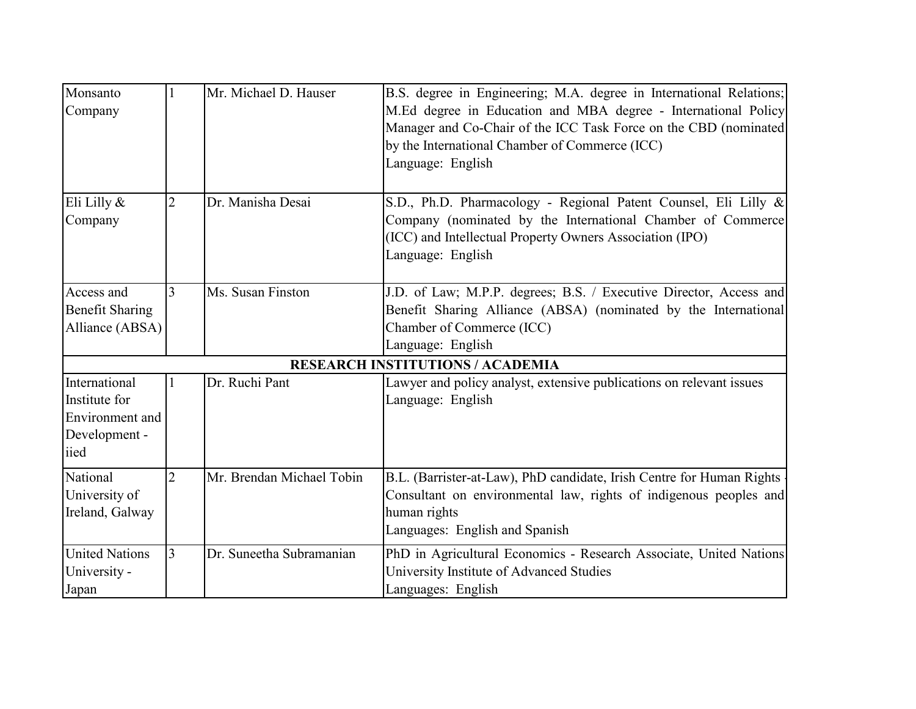| | | | |
|---|---|---|---|
| Monsanto Company | 1 | Mr. Michael D. Hauser | B.S. degree in Engineering; M.A. degree in International Relations; M.Ed degree in Education and MBA degree - International Policy Manager and Co-Chair of the ICC Task Force on the CBD (nominated by the International Chamber of Commerce (ICC)<br>Language: English |
| Eli Lilly & Company | 2 | Dr. Manisha Desai | S.D., Ph.D. Pharmacology - Regional Patent Counsel, Eli Lilly & Company (nominated by the International Chamber of Commerce (ICC) and Intellectual Property Owners Association (IPO)<br>Language: English |
| Access and Benefit Sharing Alliance (ABSA) | 3 | Ms. Susan Finston | J.D. of Law; M.P.P. degrees; B.S. / Executive Director, Access and Benefit Sharing Alliance (ABSA) (nominated by the International Chamber of Commerce (ICC)<br>Language: English |
| **RESEARCH INSTITUTIONS / ACADEMIA** | | | |
| International Institute for Environment and Development - iied | 1 | Dr. Ruchi Pant | Lawyer and policy analyst, extensive publications on relevant issues<br>Language: English |
| National University of Ireland, Galway | 2 | Mr. Brendan Michael Tobin | B.L. (Barrister-at-Law), PhD candidate, Irish Centre for Human Rights - Consultant on environmental law, rights of indigenous peoples and human rights<br>Languages: English and Spanish |
| United Nations University - Japan | 3 | Dr. Suneetha Subramanian | PhD in Agricultural Economics - Research Associate, United Nations University Institute of Advanced Studies<br>Languages: English |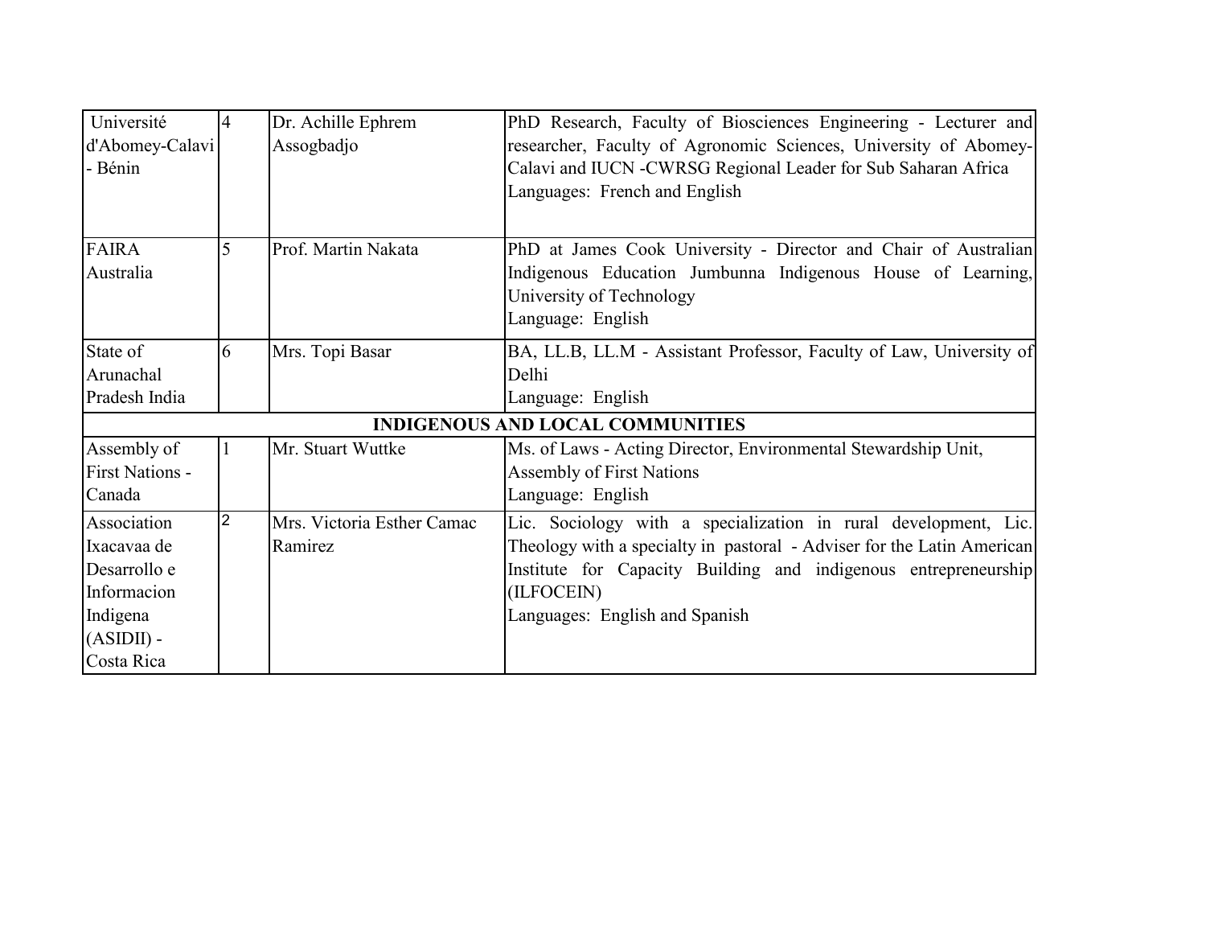| | | | |
|---|---|---|---|
| Université d'Abomey-Calavi - Bénin | 4 | Dr. Achille Ephrem Assogbadjo | PhD Research, Faculty of Biosciences Engineering - Lecturer and researcher, Faculty of Agronomic Sciences, University of Abomey-Calavi and IUCN -CWRSG Regional Leader for Sub Saharan Africa<br>Languages: French and English |
| FAIRA Australia | 5 | Prof. Martin Nakata | PhD at James Cook University - Director and Chair of Australian Indigenous Education Jumbunna Indigenous House of Learning, University of Technology<br>Language: English |
| State of Arunachal Pradesh India | 6 | Mrs. Topi Basar | BA, LL.B, LL.M - Assistant Professor, Faculty of Law, University of Delhi<br>Language: English |
| **INDIGENOUS AND LOCAL COMMUNITIES** | | | |
| Assembly of First Nations - Canada | 1 | Mr. Stuart Wuttke | Ms. of Laws - Acting Director, Environmental Stewardship Unit, Assembly of First Nations<br>Language: English |
| Association Ixacavaa de Desarrollo e Informacion Indigena (ASIDII) - Costa Rica | 2 | Mrs. Victoria Esther Camac Ramirez | Lic. Sociology with a specialization in rural development, Lic. Theology with a specialty in pastoral - Adviser for the Latin American Institute for Capacity Building and indigenous entrepreneurship (ILFOCEIN)<br>Languages: English and Spanish |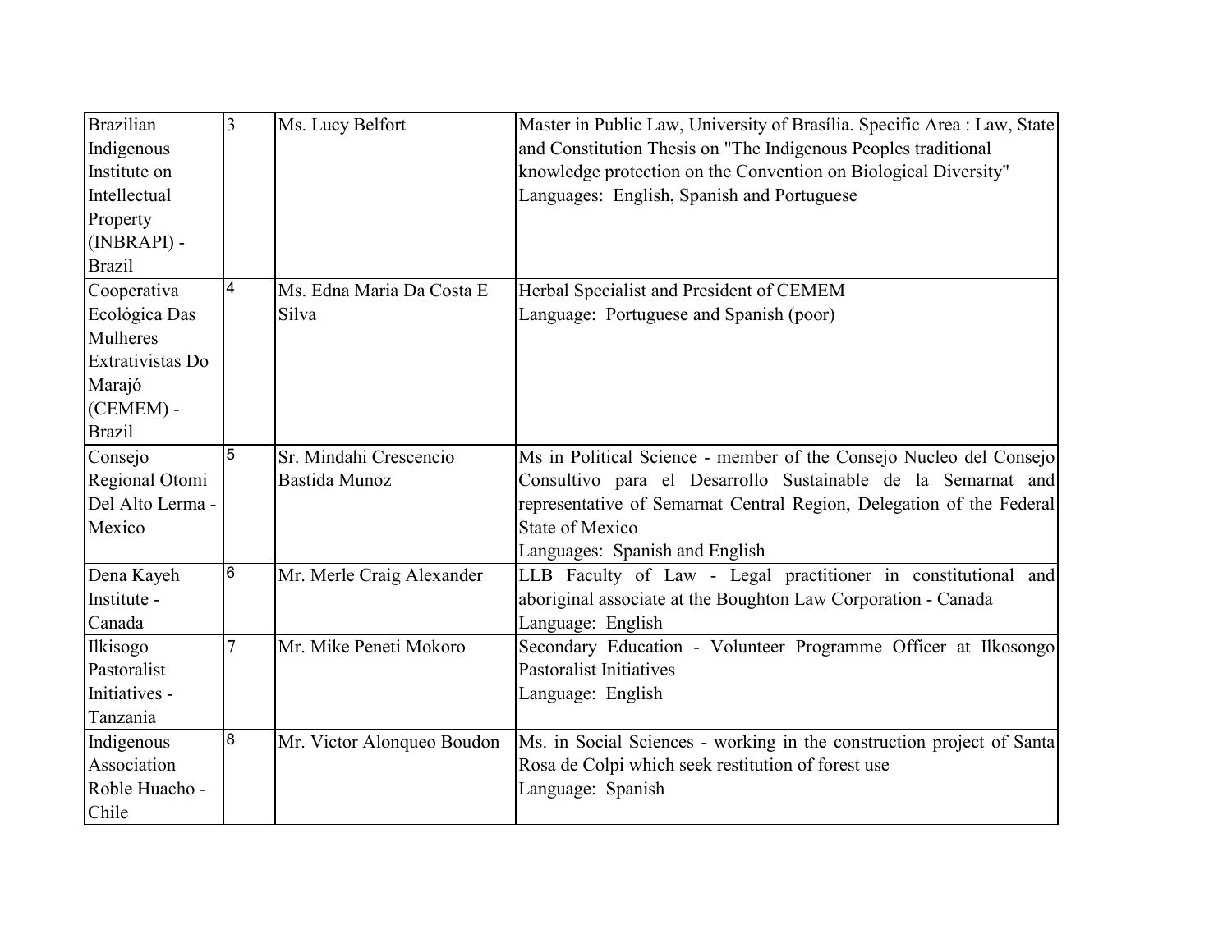| Brazilian Indigenous Institute on Intellectual Property (INBRAPI) - Brazil | 3 | Ms. Lucy Belfort | Master in Public Law, University of Brasília. Specific Area : Law, State and Constitution Thesis on "The Indigenous Peoples traditional knowledge protection on the Convention on Biological Diversity"<br>Languages: English, Spanish and Portuguese |
|---|---|---|---|
| Cooperativa Ecológica Das Mulheres Extrativistas Do Marajó (CEMEM) - Brazil | 4 | Ms. Edna Maria Da Costa E Silva | Herbal Specialist and President of CEMEM<br>Language: Portuguese and Spanish (poor) |
| Consejo Regional Otomi Del Alto Lerma - Mexico | 5 | Sr. Mindahi Crescencio Bastida Munoz | Ms in Political Science - member of the Consejo Nucleo del Consejo Consultivo para el Desarrollo Sustainable de la Semarnat and representative of Semarnat Central Region, Delegation of the Federal State of Mexico<br>Languages: Spanish and English |
| Dena Kayeh Institute - Canada | 6 | Mr. Merle Craig Alexander | LLB Faculty of Law - Legal practitioner in constitutional and aboriginal associate at the Boughton Law Corporation - Canada<br>Language: English |
| Ilkisogo Pastoralist Initiatives - Tanzania | 7 | Mr. Mike Peneti Mokoro | Secondary Education - Volunteer Programme Officer at Ilkosongo Pastoralist Initiatives<br>Language: English |
| Indigenous Association Roble Huacho - Chile | 8 | Mr. Victor Alonqueo Boudon | Ms. in Social Sciences - working in the construction project of Santa Rosa de Colpi which seek restitution of forest use<br>Language: Spanish |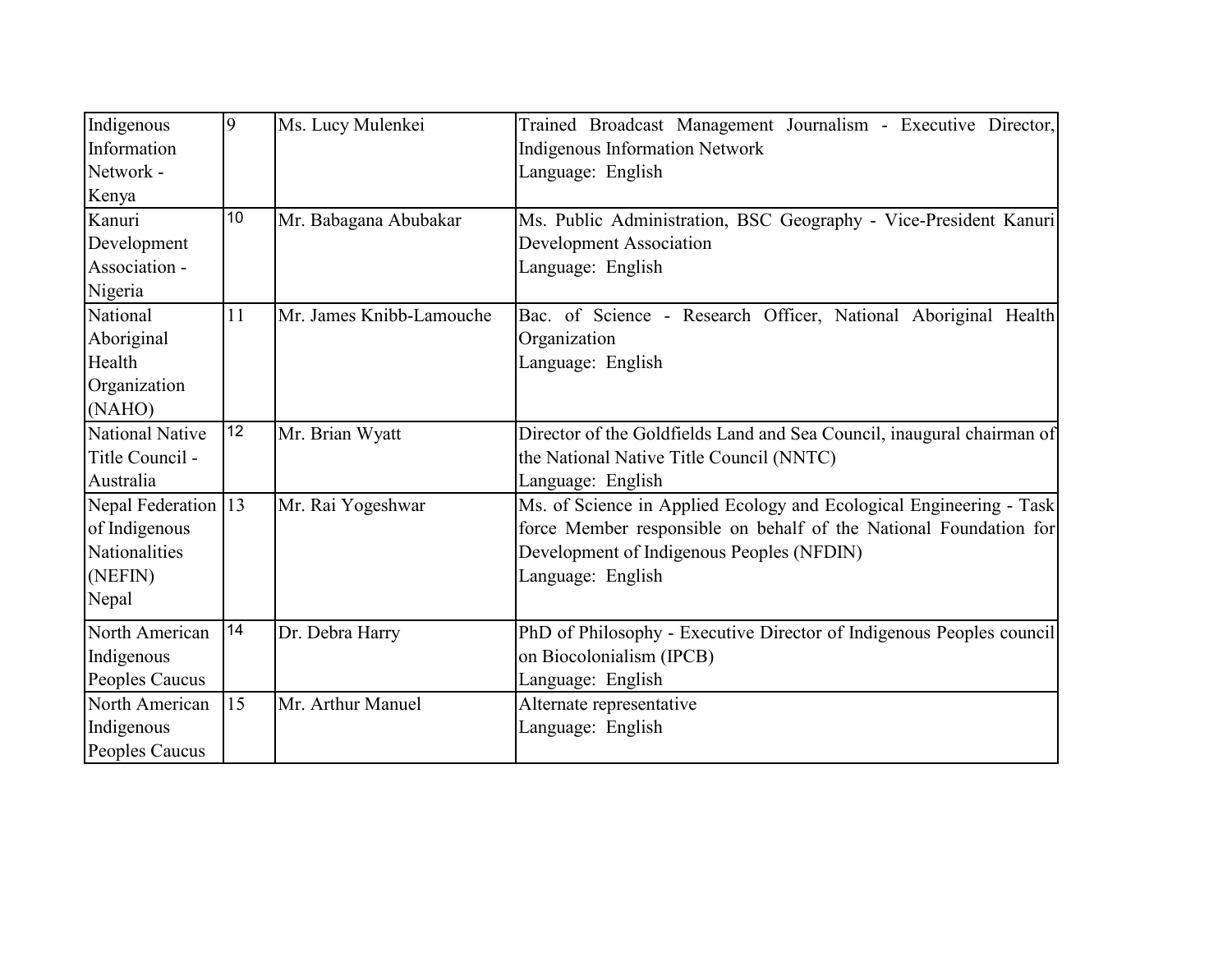| Indigenous Information Network - Kenya | 9 | Ms. Lucy Mulenkei | Trained Broadcast Management Journalism - Executive Director, Indigenous Information Network<br>Language: English |
|---|---|---|---|
| Kanuri Development Association - Nigeria | 10 | Mr. Babagana Abubakar | Ms. Public Administration, BSC Geography - Vice-President Kanuri Development Association<br>Language: English |
| National Aboriginal Health Organization (NAHO) | 11 | Mr. James Knibb-Lamouche | Bac. of Science - Research Officer, National Aboriginal Health Organization<br>Language: English |
| National Native Title Council - Australia | 12 | Mr. Brian Wyatt | Director of the Goldfields Land and Sea Council, inaugural chairman of the National Native Title Council (NNTC)<br>Language: English |
| Nepal Federation of Indigenous Nationalities (NEFIN) Nepal | 13 | Mr. Rai Yogeshwar | Ms. of Science in Applied Ecology and Ecological Engineering - Task force Member responsible on behalf of the National Foundation for Development of Indigenous Peoples (NFDIN)<br>Language: English |
| North American Indigenous Peoples Caucus | 14 | Dr. Debra Harry | PhD of Philosophy - Executive Director of Indigenous Peoples council on Biocolonialism (IPCB)<br>Language: English |
| North American Indigenous Peoples Caucus | 15 | Mr. Arthur Manuel | Alternate representative<br>Language: English |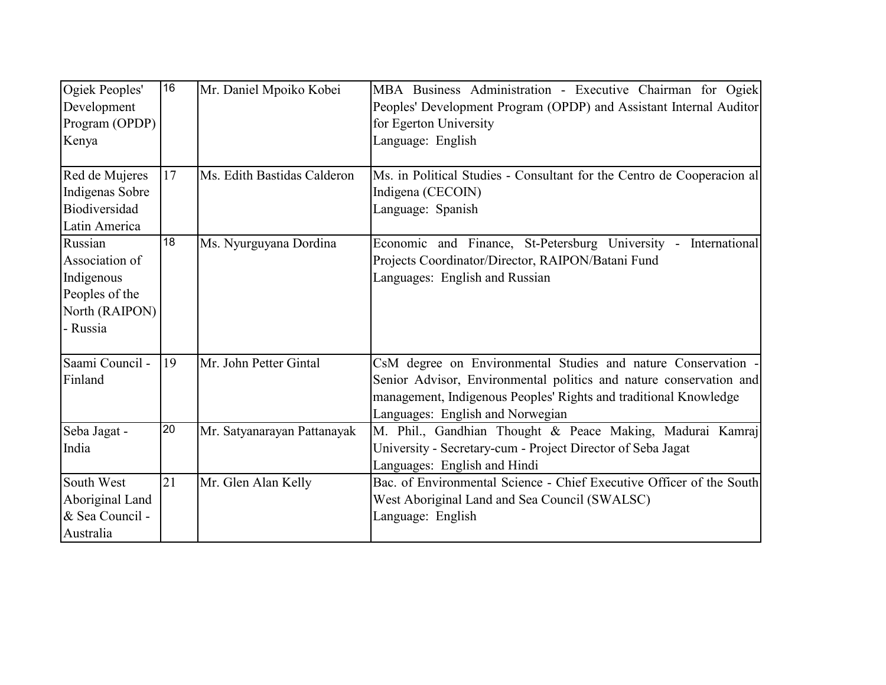| | | | |
|---|---|---|---|
| Ogiek Peoples' Development Program (OPDP) Kenya | 16 | Mr. Daniel Mpoiko Kobei | MBA Business Administration - Executive Chairman for Ogiek Peoples' Development Program (OPDP) and Assistant Internal Auditor for Egerton University<br>Language: English |
| Red de Mujeres Indigenas Sobre Biodiversidad Latin America | 17 | Ms. Edith Bastidas Calderon | Ms. in Political Studies - Consultant for the Centro de Cooperacion al Indigena (CECOIN)<br>Language: Spanish |
| Russian Association of Indigenous Peoples of the North (RAIPON) - Russia | 18 | Ms. Nyurguyana Dordina | Economic and Finance, St-Petersburg University - International Projects Coordinator/Director, RAIPON/Batani Fund<br>Languages: English and Russian |
| Saami Council - Finland | 19 | Mr. John Petter Gintal | CsM degree on Environmental Studies and nature Conservation - Senior Advisor, Environmental politics and nature conservation and management, Indigenous Peoples' Rights and traditional Knowledge<br>Languages: English and Norwegian |
| Seba Jagat - India | 20 | Mr. Satyanarayan Pattanayak | M. Phil., Gandhian Thought & Peace Making, Madurai Kamraj University - Secretary-cum - Project Director of Seba Jagat<br>Languages: English and Hindi |
| South West Aboriginal Land & Sea Council - Australia | 21 | Mr. Glen Alan Kelly | Bac. of Environmental Science - Chief Executive Officer of the South West Aboriginal Land and Sea Council (SWALSC)<br>Language: English |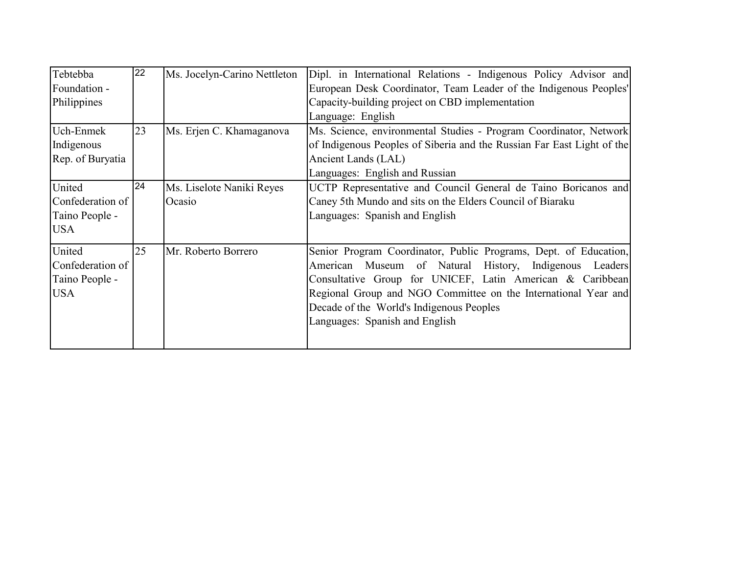| Tebtebba Foundation - Philippines | 22 | Ms. Jocelyn-Carino Nettleton | Dipl. in International Relations - Indigenous Policy Advisor and European Desk Coordinator, Team Leader of the Indigenous Peoples' Capacity-building project on CBD implementation<br>Language: English |
|---|---|---|---|
| Uch-Enmek Indigenous Rep. of Buryatia | 23 | Ms. Erjen C. Khamaganova | Ms. Science, environmental Studies - Program Coordinator, Network of Indigenous Peoples of Siberia and the Russian Far East Light of the Ancient Lands (LAL)<br>Languages: English and Russian |
| United Confederation of Taino People - USA | 24 | Ms. Liselote Naniki Reyes Ocasio | UCTP Representative and Council General de Taino Boricanos and Caney 5th Mundo and sits on the Elders Council of Biaraku<br>Languages: Spanish and English |
| United Confederation of Taino People - USA | 25 | Mr. Roberto Borrero | Senior Program Coordinator, Public Programs, Dept. of Education, American Museum of Natural History, Indigenous Leaders Consultative Group for UNICEF, Latin American & Caribbean Regional Group and NGO Committee on the International Year and Decade of the World's Indigenous Peoples<br>Languages: Spanish and English |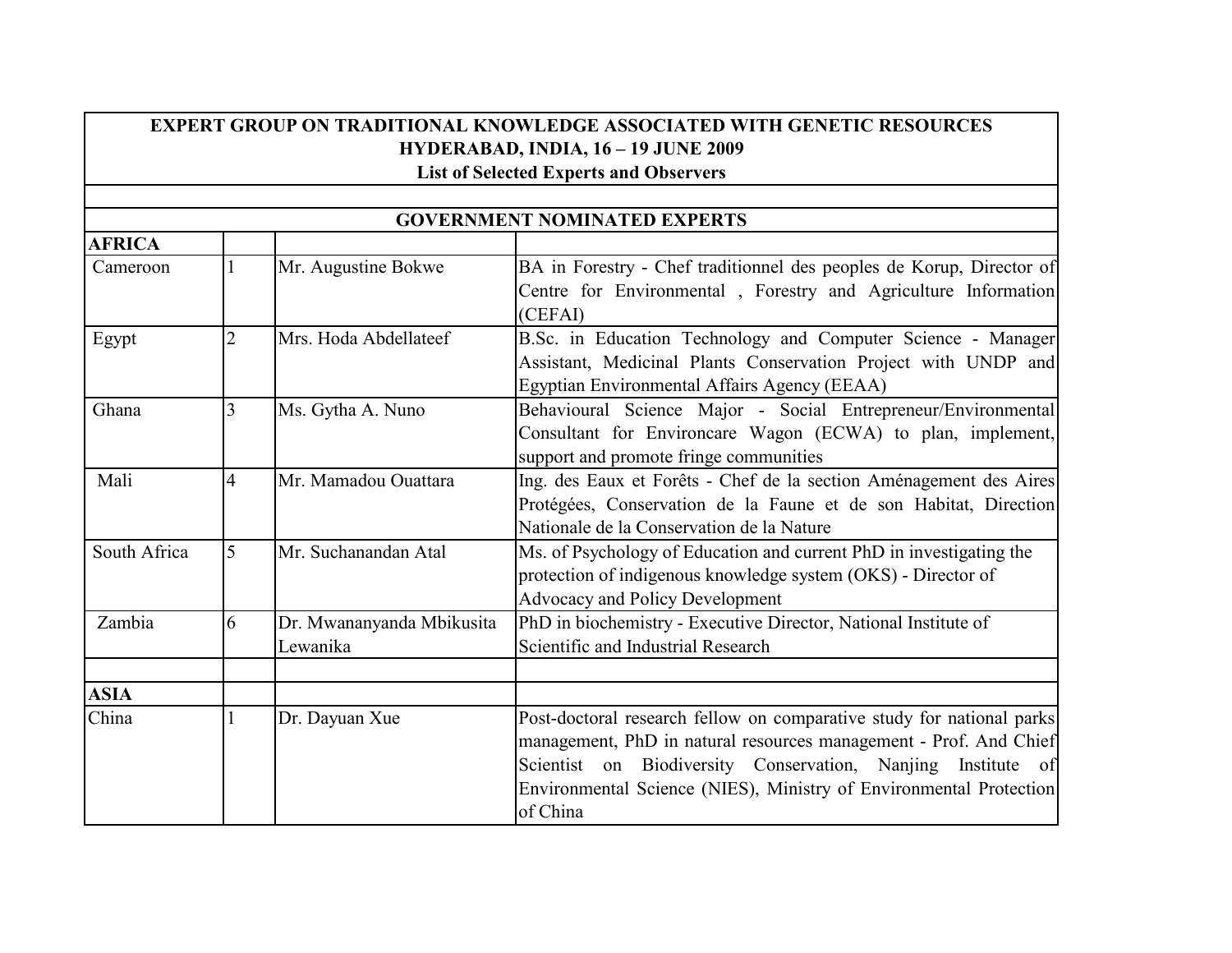| EXPERT GROUP ON TRADITIONAL KNOWLEDGE ASSOCIATED WITH GENETIC RESOURCES HYDERABAD, INDIA, 16 – 19 JUNE 2009 List of Selected Experts and Observers | | | |
|---|---|---|---|
| | | | |
| **GOVERNMENT NOMINATED EXPERTS** | | | |
| **AFRICA** | | | |
| Cameroon | 1 | Mr. Augustine Bokwe | BA in Forestry - Chef traditionnel des peoples de Korup, Director of Centre for Environmental , Forestry and Agriculture Information (CEFAI) |
| Egypt | 2 | Mrs. Hoda Abdellateef | B.Sc. in Education Technology and Computer Science - Manager Assistant, Medicinal Plants Conservation Project with UNDP and Egyptian Environmental Affairs Agency (EEAA) |
| Ghana | 3 | Ms. Gytha A. Nuno | Behavioural Science Major - Social Entrepreneur/Environmental Consultant for Environcare Wagon (ECWA) to plan, implement, support and promote fringe communities |
| Mali | 4 | Mr. Mamadou Ouattara | Ing. des Eaux et Forêts - Chef de la section Aménagement des Aires Protégées, Conservation de la Faune et de son Habitat, Direction Nationale de la Conservation de la Nature |
| South Africa | 5 | Mr. Suchanandan Atal | Ms. of Psychology of Education and current PhD in investigating the protection of indigenous knowledge system (OKS) - Director of Advocacy and Policy Development |
| Zambia | 6 | Dr. Mwananyanda Mbikusita Lewanika | PhD in biochemistry - Executive Director, National Institute of Scientific and Industrial Research |
| | | | |
| **ASIA** | | | |
| China | 1 | Dr. Dayuan Xue | Post-doctoral research fellow on comparative study for national parks management, PhD in natural resources management - Prof. And Chief Scientist on Biodiversity Conservation, Nanjing Institute of Environmental Science (NIES), Ministry of Environmental Protection of China |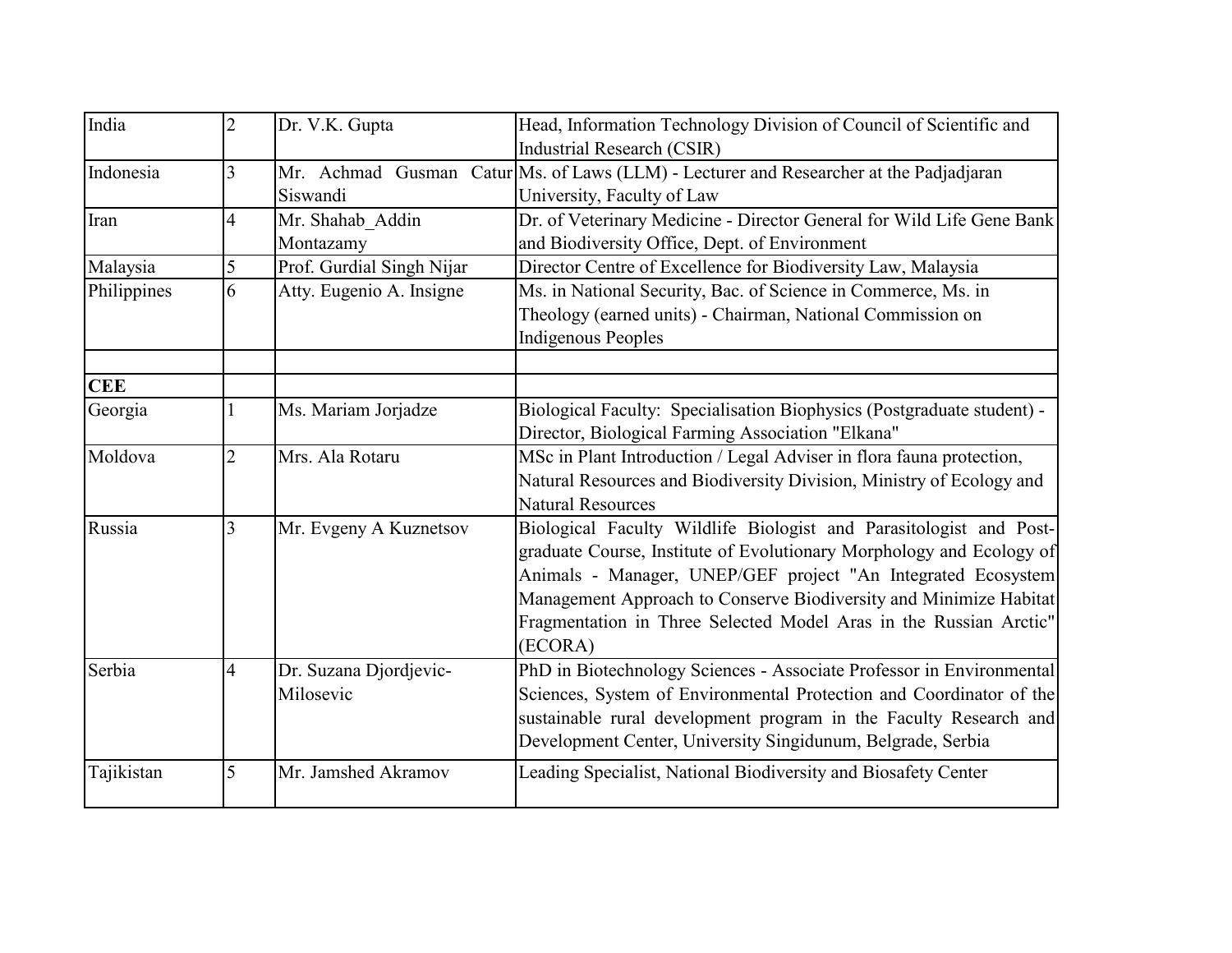| India | 2 | Dr. V.K. Gupta | Head, Information Technology Division of Council of Scientific and Industrial Research (CSIR) |
|---|---|---|---|
| Indonesia | 3 | Mr. Achmad Gusman Catur Siswandi | Ms. of Laws (LLM) - Lecturer and Researcher at the Padjadjaran University, Faculty of Law |
| Iran | 4 | Mr. Shahab_Addin Montazamy | Dr. of Veterinary Medicine - Director General for Wild Life Gene Bank and Biodiversity Office, Dept. of Environment |
| Malaysia | 5 | Prof. Gurdial Singh Nijar | Director Centre of Excellence for Biodiversity Law, Malaysia |
| Philippines | 6 | Atty. Eugenio A. Insigne | Ms. in National Security, Bac. of Science in Commerce, Ms. in Theology (earned units) - Chairman, National Commission on Indigenous Peoples |
| | | | |
| **CEE** | | | |
| Georgia | 1 | Ms. Mariam Jorjadze | Biological Faculty: Specialisation Biophysics (Postgraduate student) - Director, Biological Farming Association "Elkana" |
| Moldova | 2 | Mrs. Ala Rotaru | MSc in Plant Introduction / Legal Adviser in flora fauna protection, Natural Resources and Biodiversity Division, Ministry of Ecology and Natural Resources |
| Russia | 3 | Mr. Evgeny A Kuznetsov | Biological Faculty Wildlife Biologist and Parasitologist and Post-graduate Course, Institute of Evolutionary Morphology and Ecology of Animals - Manager, UNEP/GEF project "An Integrated Ecosystem Management Approach to Conserve Biodiversity and Minimize Habitat Fragmentation in Three Selected Model Aras in the Russian Arctic" (ECORA) |
| Serbia | 4 | Dr. Suzana Djordjevic-Milosevic | PhD in Biotechnology Sciences - Associate Professor in Environmental Sciences, System of Environmental Protection and Coordinator of the sustainable rural development program in the Faculty Research and Development Center, University Singidunum, Belgrade, Serbia |
| Tajikistan | 5 | Mr. Jamshed Akramov | Leading Specialist, National Biodiversity and Biosafety Center |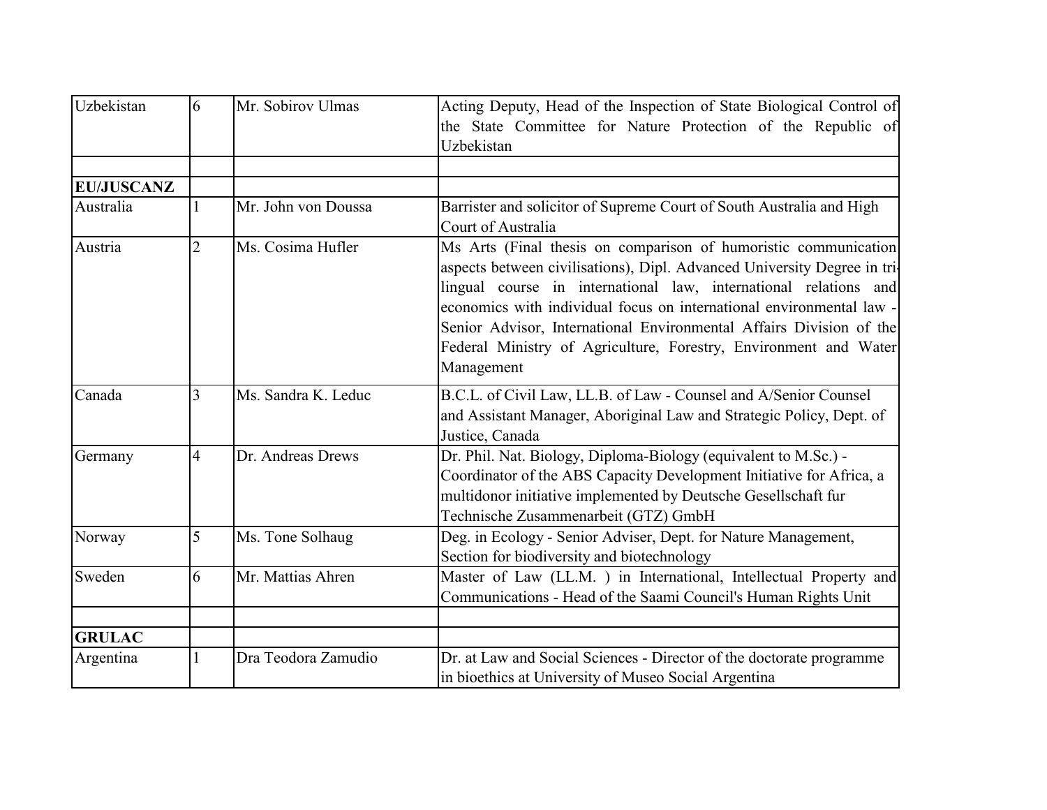| | | | |
|---|---|---|---|
| Uzbekistan | 6 | Mr. Sobirov Ulmas | Acting Deputy, Head of the Inspection of State Biological Control of the State Committee for Nature Protection of the Republic of Uzbekistan |
| | | | |
| **EU/JUSCANZ** | | | |
| Australia | 1 | Mr. John von Doussa | Barrister and solicitor of Supreme Court of South Australia and High Court of Australia |
| Austria | 2 | Ms. Cosima Hufler | Ms Arts (Final thesis on comparison of humoristic communication aspects between civilisations), Dipl. Advanced University Degree in tri-lingual course in international law, international relations and economics with individual focus on international environmental law - Senior Advisor, International Environmental Affairs Division of the Federal Ministry of Agriculture, Forestry, Environment and Water Management |
| Canada | 3 | Ms. Sandra K. Leduc | B.C.L. of Civil Law, LL.B. of Law - Counsel and A/Senior Counsel and Assistant Manager, Aboriginal Law and Strategic Policy, Dept. of Justice, Canada |
| Germany | 4 | Dr. Andreas Drews | Dr. Phil. Nat. Biology, Diploma-Biology (equivalent to M.Sc.) - Coordinator of the ABS Capacity Development Initiative for Africa, a multidonor initiative implemented by Deutsche Gesellschaft fur Technische Zusammenarbeit (GTZ) GmbH |
| Norway | 5 | Ms. Tone Solhaug | Deg. in Ecology - Senior Adviser, Dept. for Nature Management, Section for biodiversity and biotechnology |
| Sweden | 6 | Mr. Mattias Ahren | Master of Law (LL.M. ) in International, Intellectual Property and Communications - Head of the Saami Council's Human Rights Unit |
| | | | |
| **GRULAC** | | | |
| Argentina | 1 | Dra Teodora Zamudio | Dr. at Law and Social Sciences - Director of the doctorate programme in bioethics at University of Museo Social Argentina |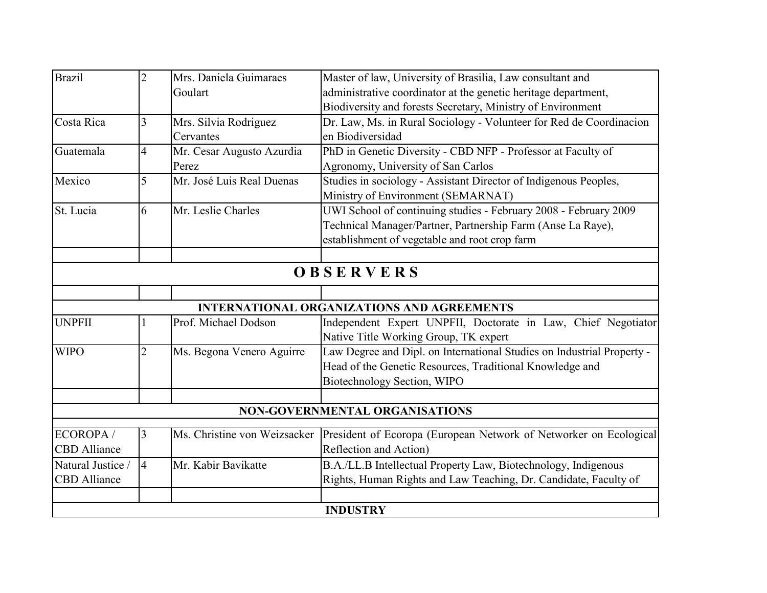| | | | |
|---|---|---|---|
| Brazil | 2 | Mrs. Daniela Guimaraes Goulart | Master of law, University of Brasilia, Law consultant and administrative coordinator at the genetic heritage department, Biodiversity and forests Secretary, Ministry of Environment |
| Costa Rica | 3 | Mrs. Silvia Rodriguez Cervantes | Dr. Law, Ms. in Rural Sociology - Volunteer for Red de Coordinacion en Biodiversidad |
| Guatemala | 4 | Mr. Cesar Augusto Azurdia Perez | PhD in Genetic Diversity - CBD NFP - Professor at Faculty of Agronomy, University of San Carlos |
| Mexico | 5 | Mr. José Luis Real Duenas | Studies in sociology - Assistant Director of Indigenous Peoples, Ministry of Environment (SEMARNAT) |
| St. Lucia | 6 | Mr. Leslie Charles | UWI School of continuing studies - February 2008 - February 2009 Technical Manager/Partner, Partnership Farm (Anse La Raye), establishment of vegetable and root crop farm |
| | | | |
| **O B S E R V E R S** | | | |
| | | | |
| **INTERNATIONAL ORGANIZATIONS AND AGREEMENTS** | | | |
| UNPFII | 1 | Prof. Michael Dodson | Independent Expert UNPFII, Doctorate in Law, Chief Negotiator Native Title Working Group, TK expert |
| WIPO | 2 | Ms. Begona Venero Aguirre | Law Degree and Dipl. on International Studies on Industrial Property - Head of the Genetic Resources, Traditional Knowledge and Biotechnology Section, WIPO |
| | | | |
| **NON-GOVERNMENTAL ORGANISATIONS** | | | |
| ECOROPA / CBD Alliance | 3 | Ms. Christine von Weizsacker | President of Ecoropa (European Network of Networker on Ecological Reflection and Action) |
| Natural Justice / CBD Alliance | 4 | Mr. Kabir Bavikatte | B.A./LL.B Intellectual Property Law, Biotechnology, Indigenous Rights, Human Rights and Law Teaching, Dr. Candidate, Faculty of |
| | | | |
| **INDUSTRY** | | | |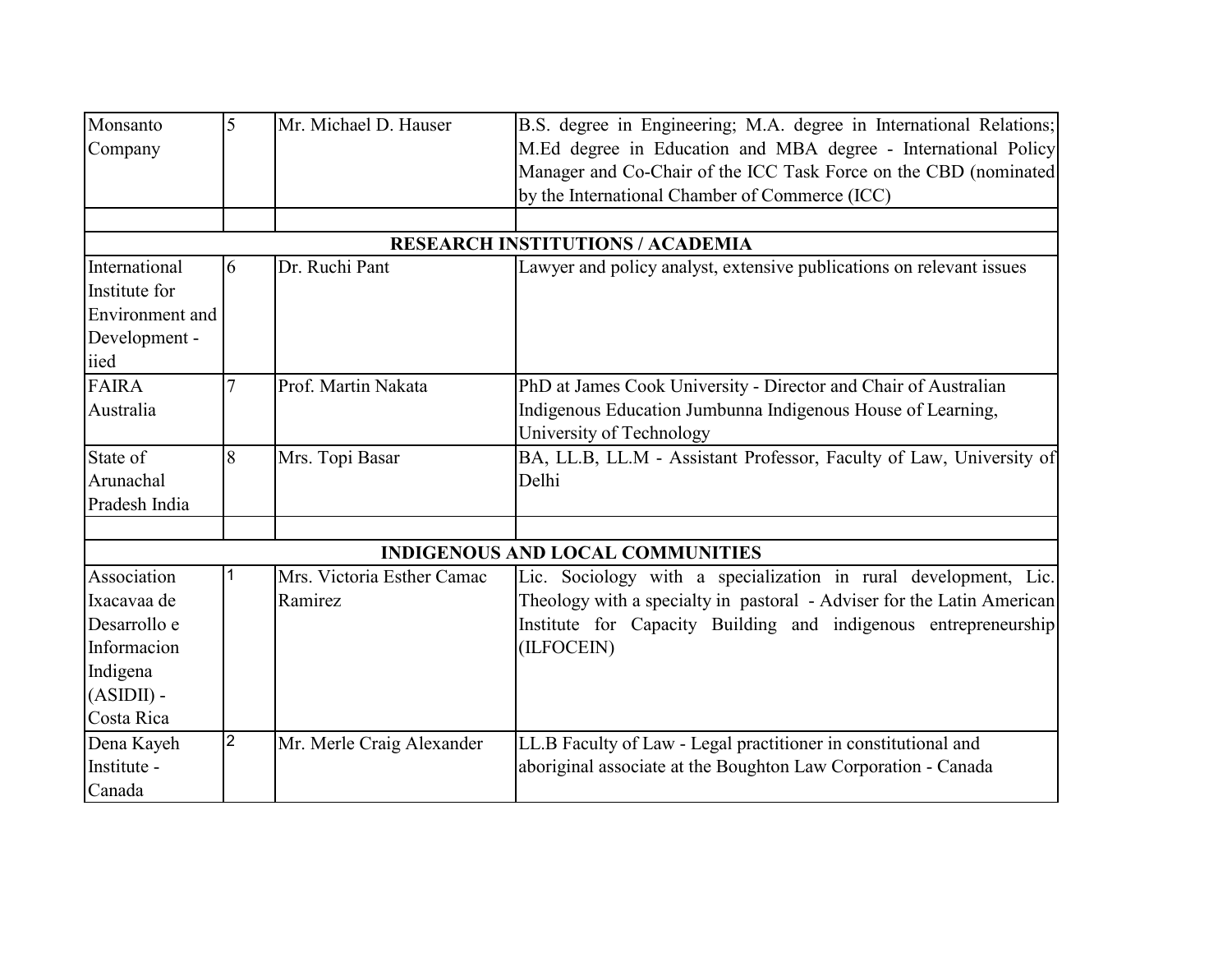| | | | |
|---|---|---|---|
| Monsanto Company | 5 | Mr. Michael D. Hauser | B.S. degree in Engineering; M.A. degree in International Relations; M.Ed degree in Education and MBA degree - International Policy Manager and Co-Chair of the ICC Task Force on the CBD (nominated by the International Chamber of Commerce (ICC) |
| | | | |
| **RESEARCH INSTITUTIONS / ACADEMIA** | | | |
| International Institute for Environment and Development - iied | 6 | Dr. Ruchi Pant | Lawyer and policy analyst, extensive publications on relevant issues |
| FAIRA Australia | 7 | Prof. Martin Nakata | PhD at James Cook University - Director and Chair of Australian Indigenous Education Jumbunna Indigenous House of Learning, University of Technology |
| State of Arunachal Pradesh India | 8 | Mrs. Topi Basar | BA, LL.B, LL.M - Assistant Professor, Faculty of Law, University of Delhi |
| | | | |
| **INDIGENOUS AND LOCAL COMMUNITIES** | | | |
| Association Ixacavaa de Desarrollo e Informacion Indigena (ASIDII) - Costa Rica | 1 | Mrs. Victoria Esther Camac Ramirez | Lic. Sociology with a specialization in rural development, Lic. Theology with a specialty in pastoral - Adviser for the Latin American Institute for Capacity Building and indigenous entrepreneurship (ILFOCEIN) |
| Dena Kayeh Institute - Canada | 2 | Mr. Merle Craig Alexander | LL.B Faculty of Law - Legal practitioner in constitutional and aboriginal associate at the Boughton Law Corporation - Canada |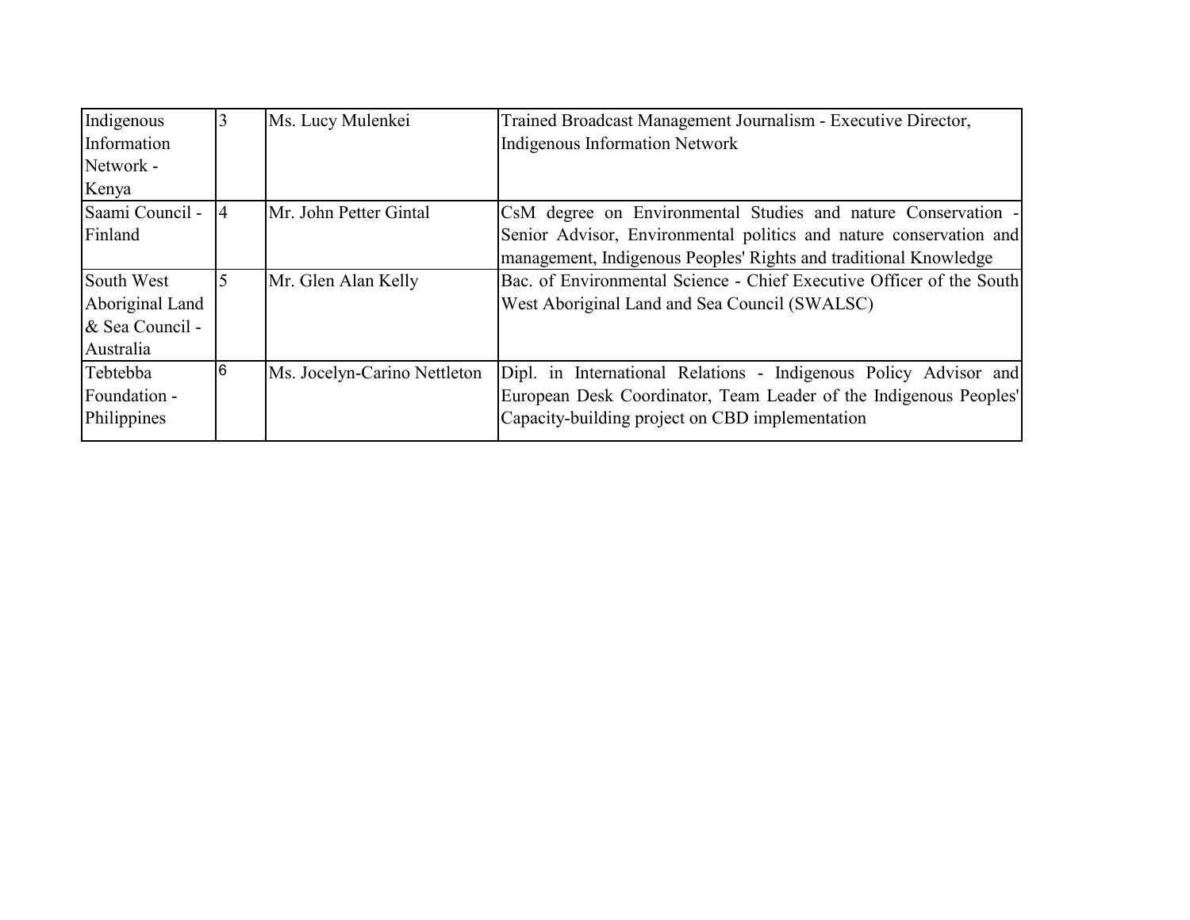| | | | |
|---|---|---|---|
| Indigenous Information Network - Kenya | 3 | Ms. Lucy Mulenkei | Trained Broadcast Management Journalism - Executive Director, Indigenous Information Network |
| Saami Council - Finland | 4 | Mr. John Petter Gintal | CsM degree on Environmental Studies and nature Conservation - Senior Advisor, Environmental politics and nature conservation and management, Indigenous Peoples' Rights and traditional Knowledge |
| South West Aboriginal Land & Sea Council - Australia | 5 | Mr. Glen Alan Kelly | Bac. of Environmental Science - Chief Executive Officer of the South West Aboriginal Land and Sea Council (SWALSC) |
| Tebtebba Foundation - Philippines | 6 | Ms. Jocelyn-Carino Nettleton | Dipl. in International Relations - Indigenous Policy Advisor and European Desk Coordinator, Team Leader of the Indigenous Peoples' Capacity-building project on CBD implementation |